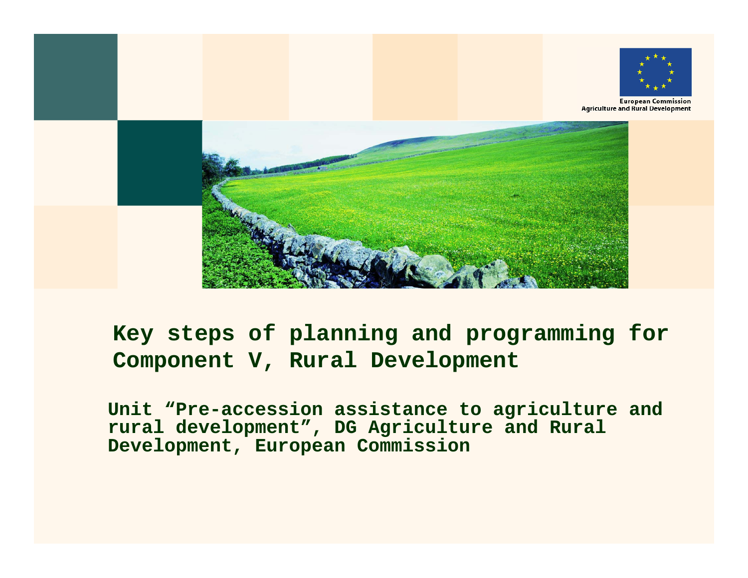European Commission
Agriculture and Rural Development

# Key steps of planning and programming for Component V, Rural Development

**Unit “Pre-accession assistance to agriculture and rural development”, DG Agriculture and Rural Development, European Commission**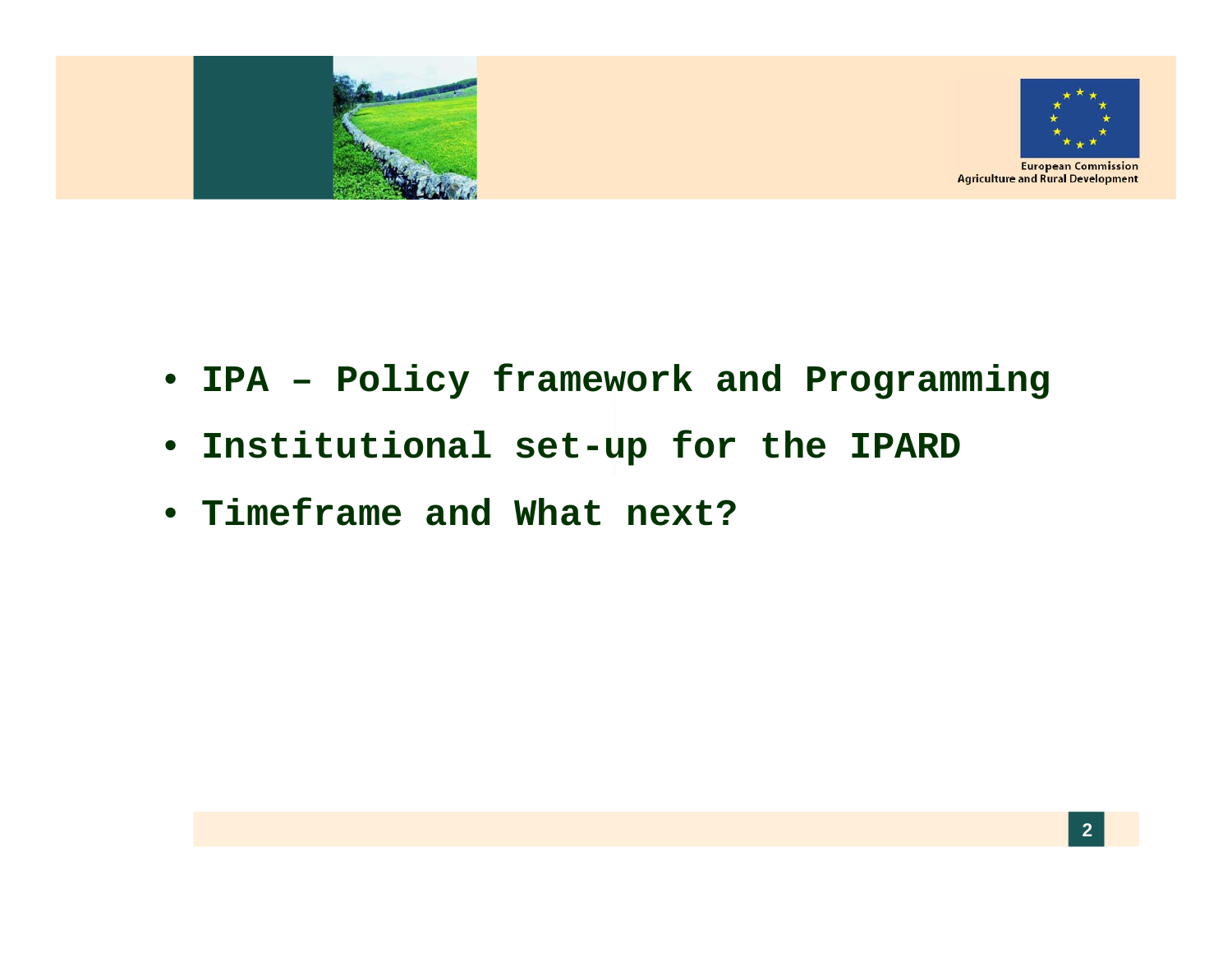- **IPA – Policy framework and Programming**
- **Institutional set-up for the IPARD**
- **Timeframe and What next?**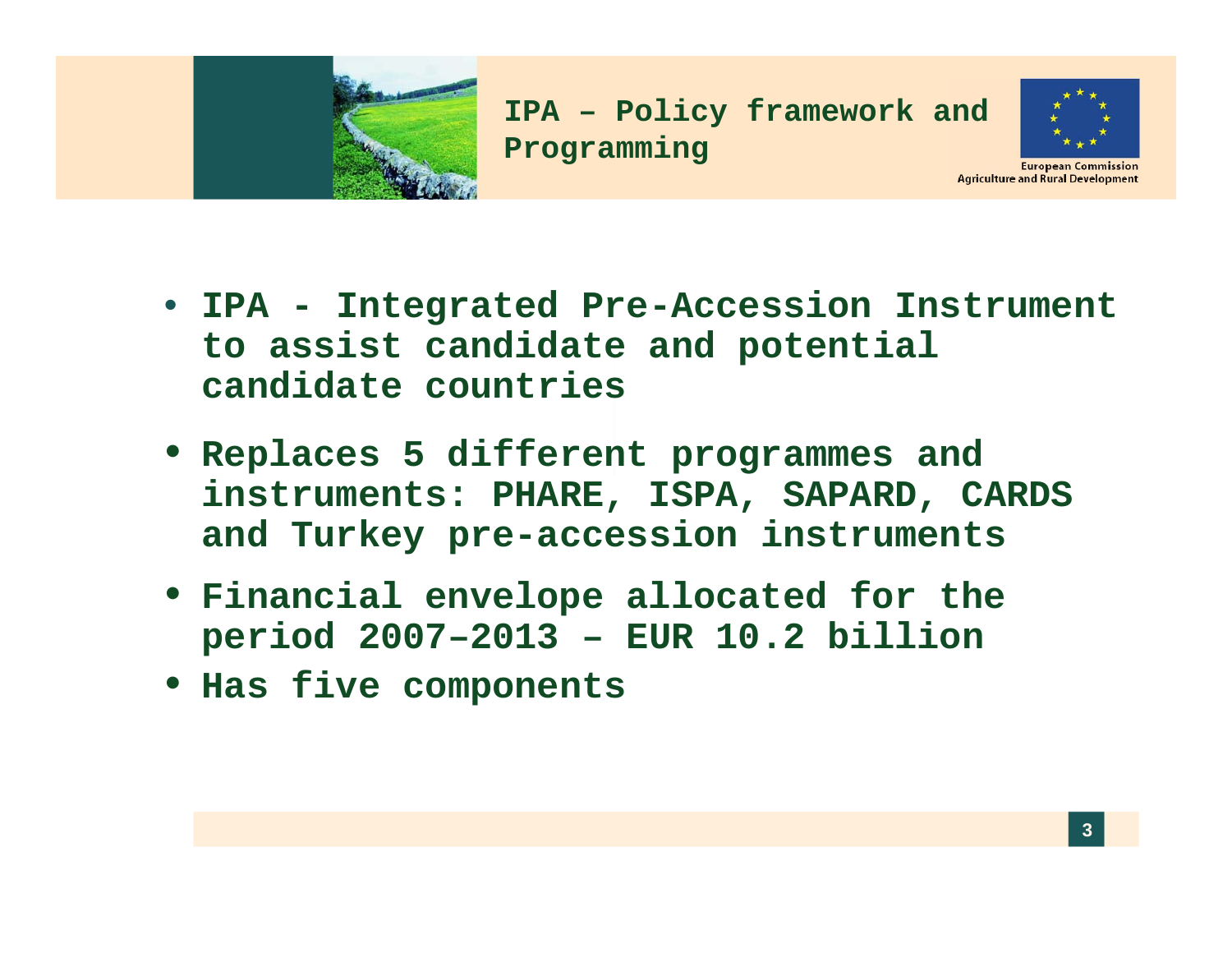# IPA – Policy framework and Programming

- **IPA - Integrated Pre-Accession Instrument to assist candidate and potential candidate countries**
- **Replaces 5 different programmes and instruments: PHARE, ISPA, SAPARD, CARDS and Turkey pre-accession instruments**
- **Financial envelope allocated for the period 2007–2013 – EUR 10.2 billion**
- **Has five components**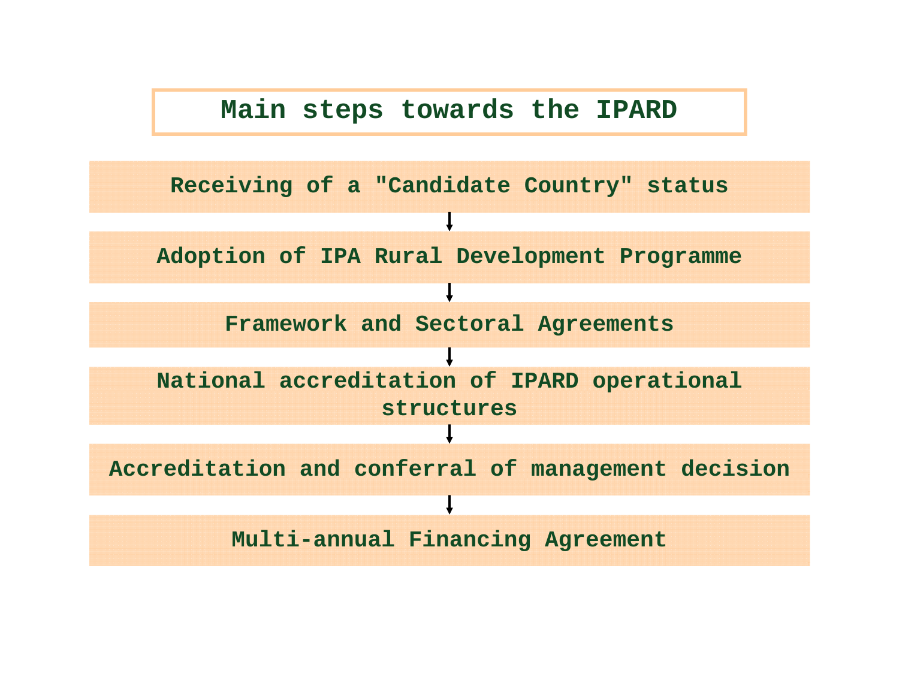# Main steps towards the IPARD

Receiving of a "Candidate Country" status

↓

Adoption of IPA Rural Development Programme

↓

Framework and Sectoral Agreements

↓

National accreditation of IPARD operational structures

↓

Accreditation and conferral of management decision

↓

Multi-annual Financing Agreement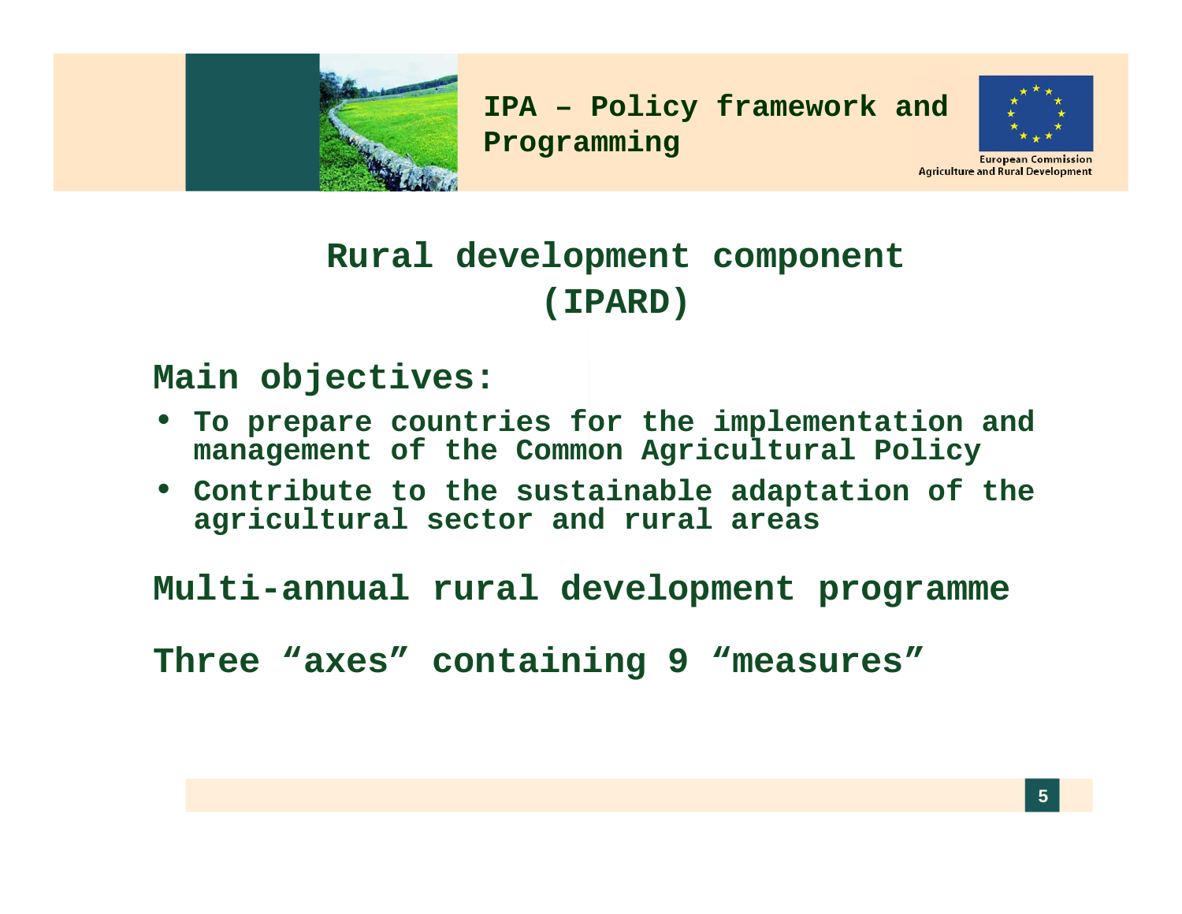# Rural development component (IPARD)

## Main objectives:

- To prepare countries for the implementation and management of the Common Agricultural Policy
- Contribute to the sustainable adaptation of the agricultural sector and rural areas

## Multi-annual rural development programme

## Three “axes” containing 9 “measures”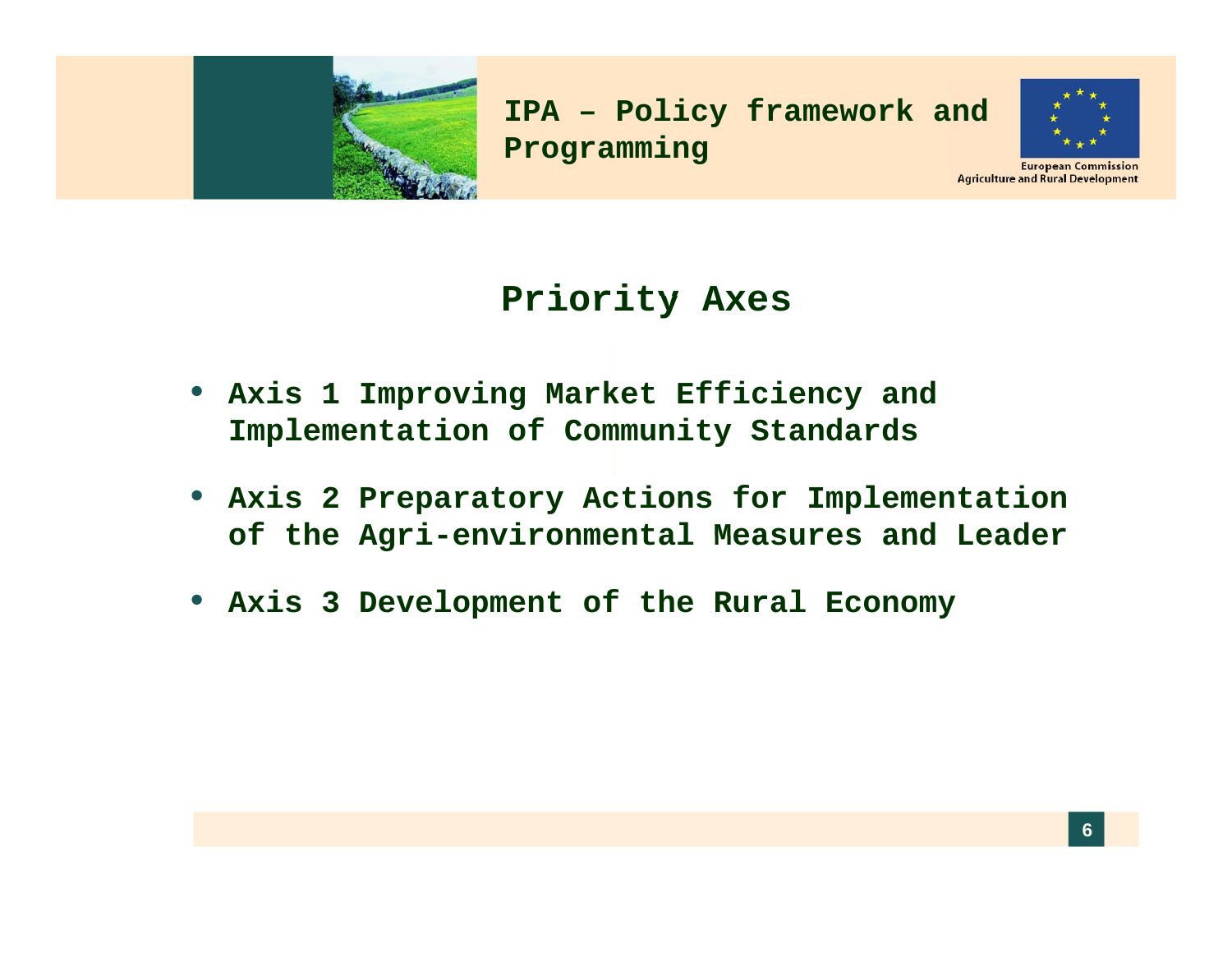## Priority Axes

- **Axis 1 Improving Market Efficiency and Implementation of Community Standards**
- **Axis 2 Preparatory Actions for Implementation of the Agri-environmental Measures and Leader**
- **Axis 3 Development of the Rural Economy**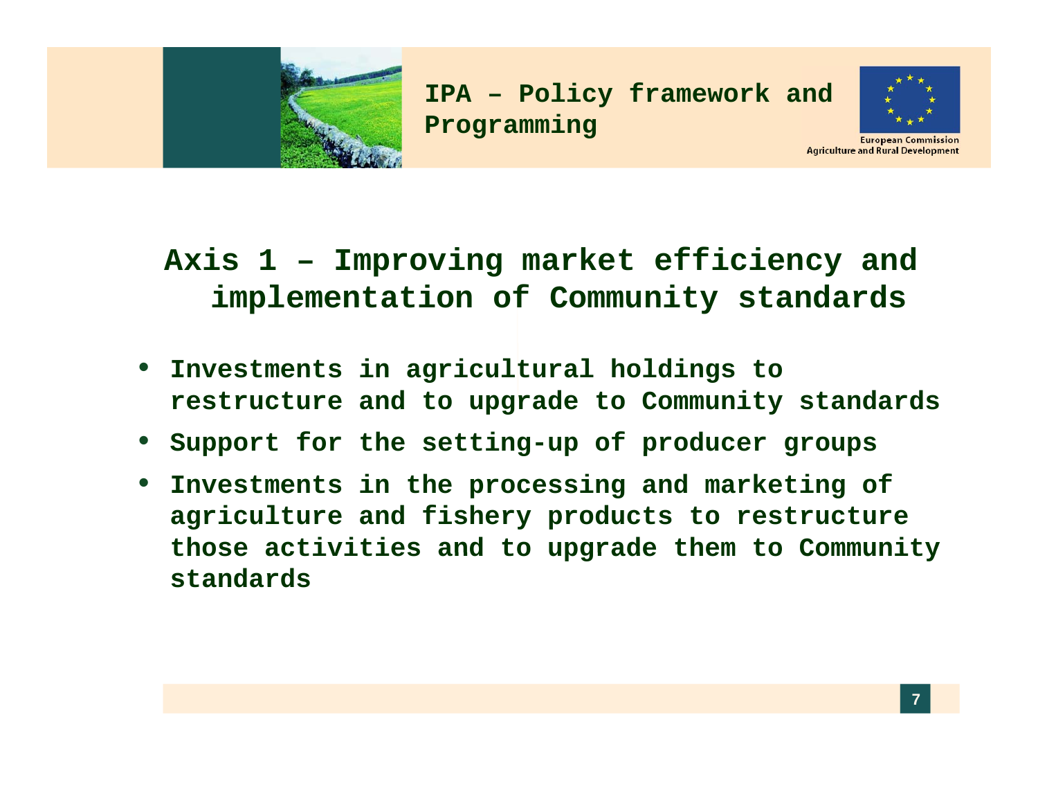## Axis 1 – Improving market efficiency and implementation of Community standards

- Investments in agricultural holdings to restructure and to upgrade to Community standards
- Support for the setting-up of producer groups
- Investments in the processing and marketing of agriculture and fishery products to restructure those activities and to upgrade them to Community standards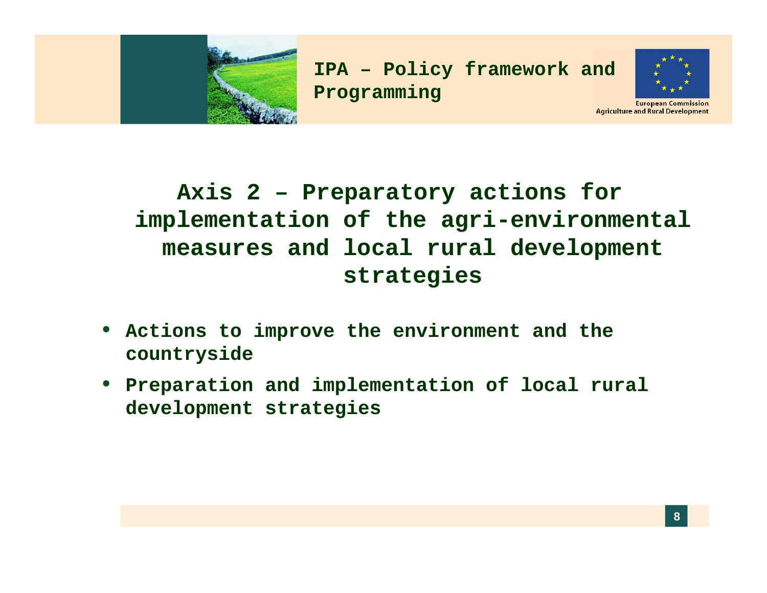## Axis 2 – Preparatory actions for implementation of the agri-environmental measures and local rural development strategies

- **Actions to improve the environment and the countryside**
- **Preparation and implementation of local rural development strategies**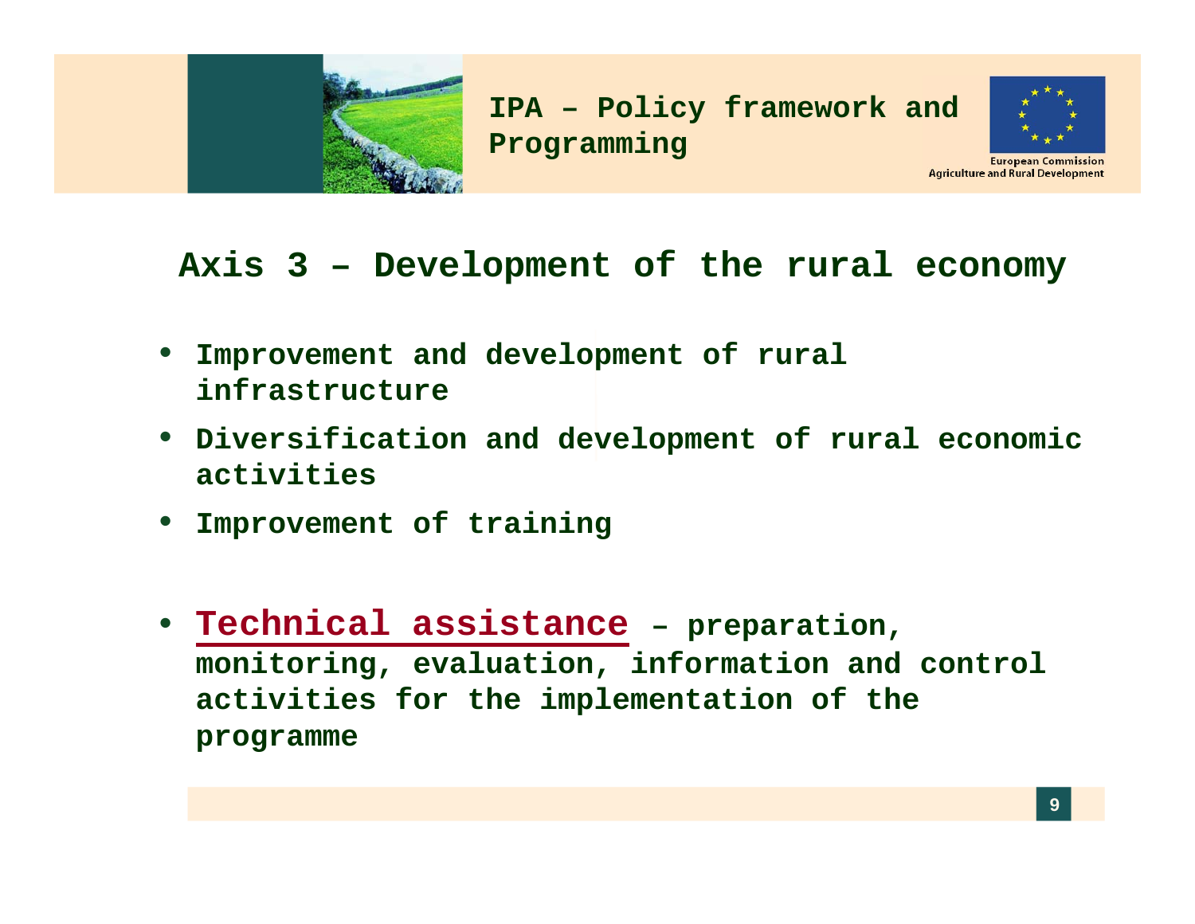## Axis 3 – Development of the rural economy

- **Improvement and development of rural infrastructure**
- **Diversification and development of rural economic activities**
- **Improvement of training**

- **Technical assistance – preparation, monitoring, evaluation, information and control activities for the implementation of the programme**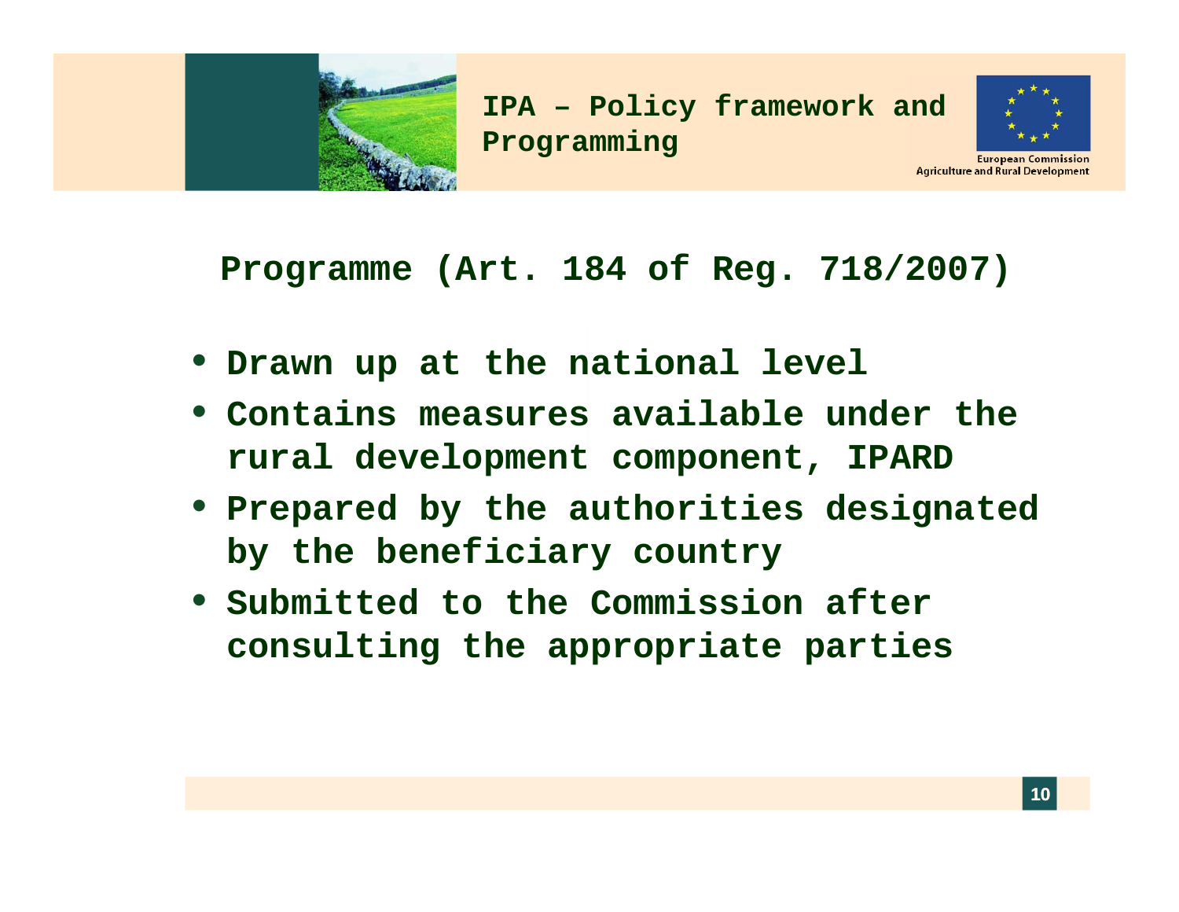## Programme (Art. 184 of Reg. 718/2007)

- **Drawn up at the national level**
- **Contains measures available under the rural development component, IPARD**
- **Prepared by the authorities designated by the beneficiary country**
- **Submitted to the Commission after consulting the appropriate parties**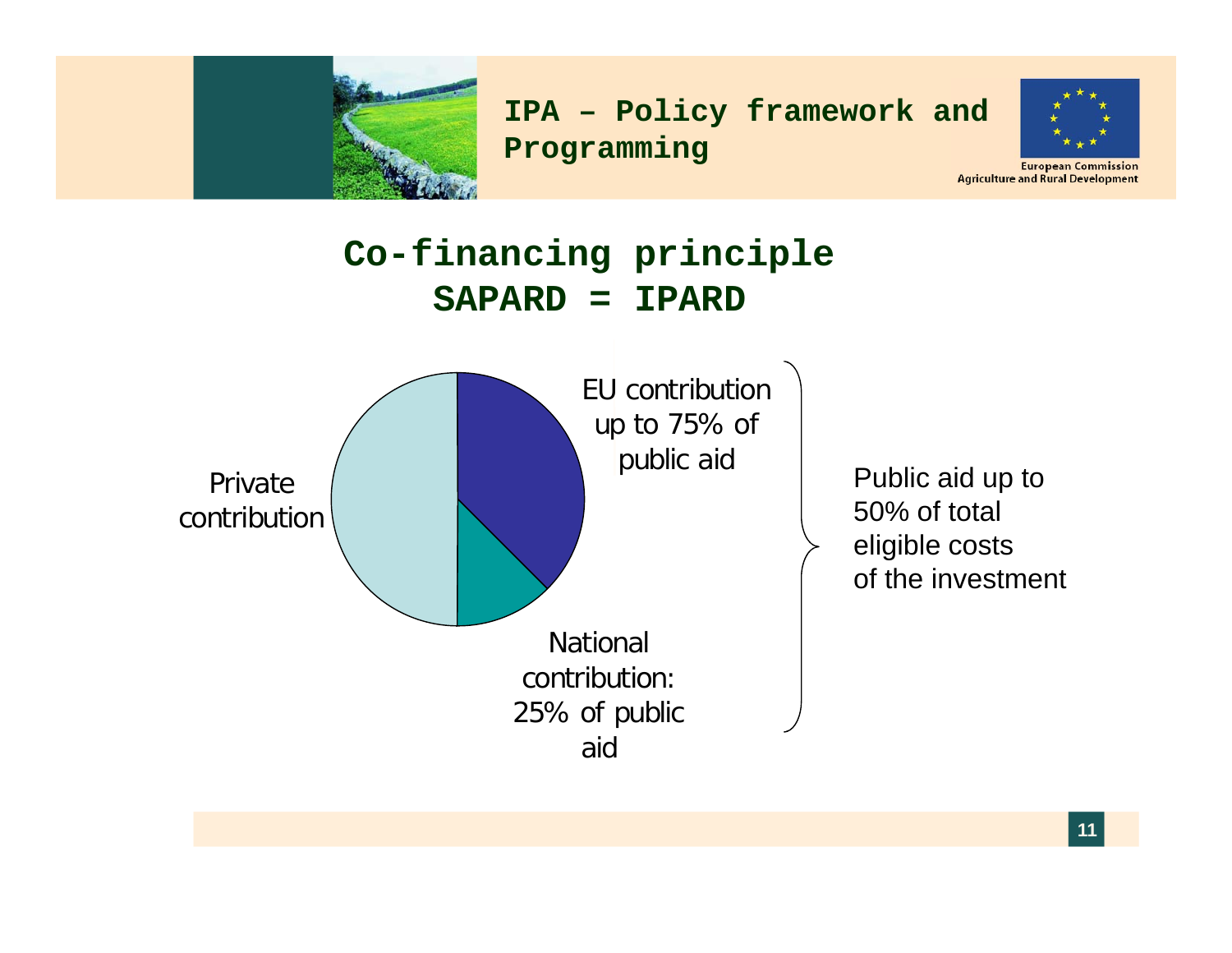# Co-financing principle
## SAPARD = IPARD

Private contribution

EU contribution up to 75% of public aid

National contribution: 25% of public aid

Public aid up to 50% of total eligible costs of the investment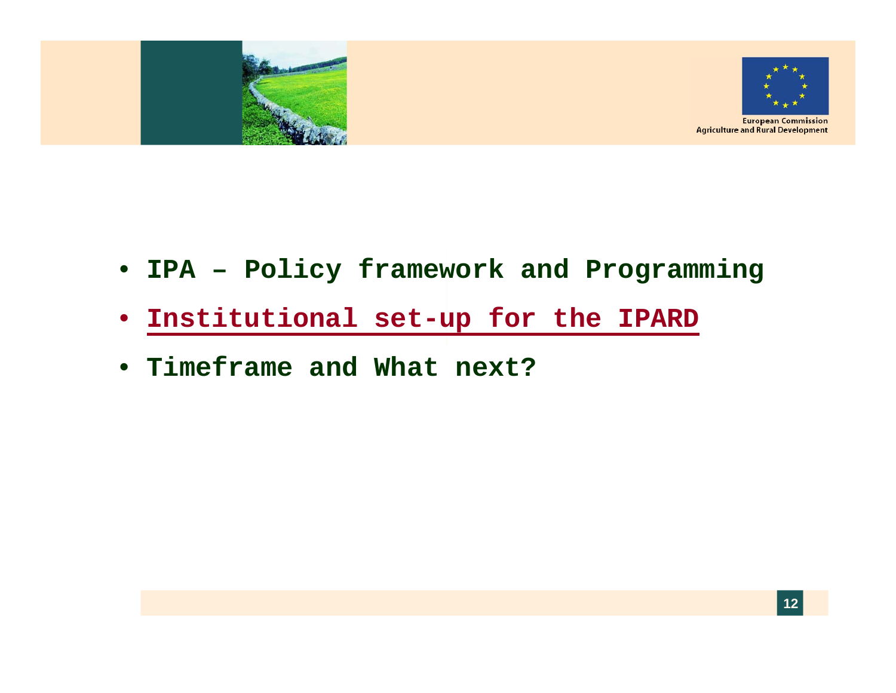- **IPA – Policy framework and Programming**
- **Institutional set-up for the IPARD**
- **Timeframe and What next?**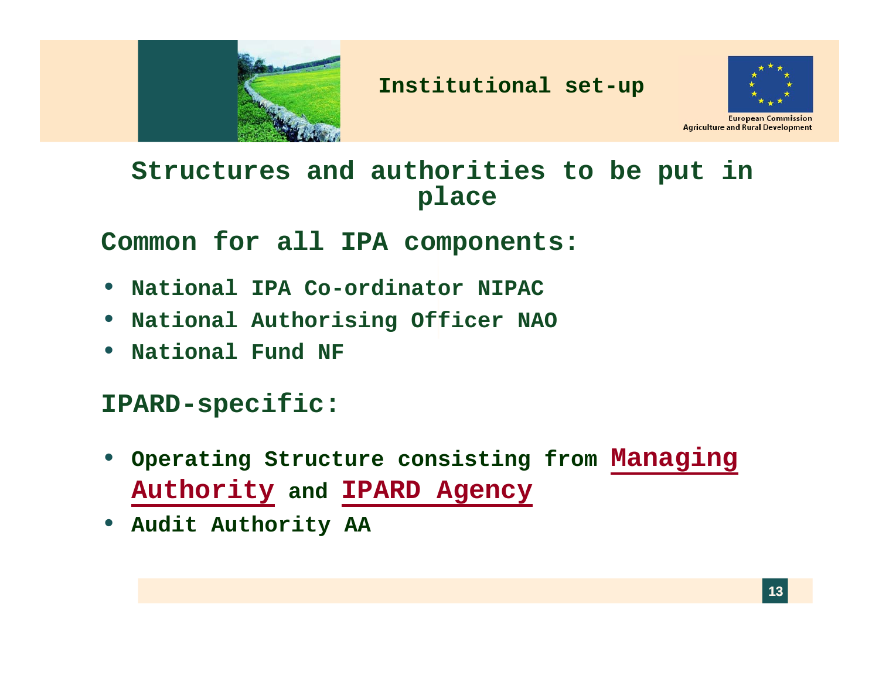# Institutional set-up

## Structures and authorities to be put in place

### Common for all IPA components:

- National IPA Co-ordinator NIPAC
- National Authorising Officer NAO
- National Fund NF

### IPARD-specific:

- Operating Structure consisting from **Managing Authority** and **IPARD Agency**
- Audit Authority AA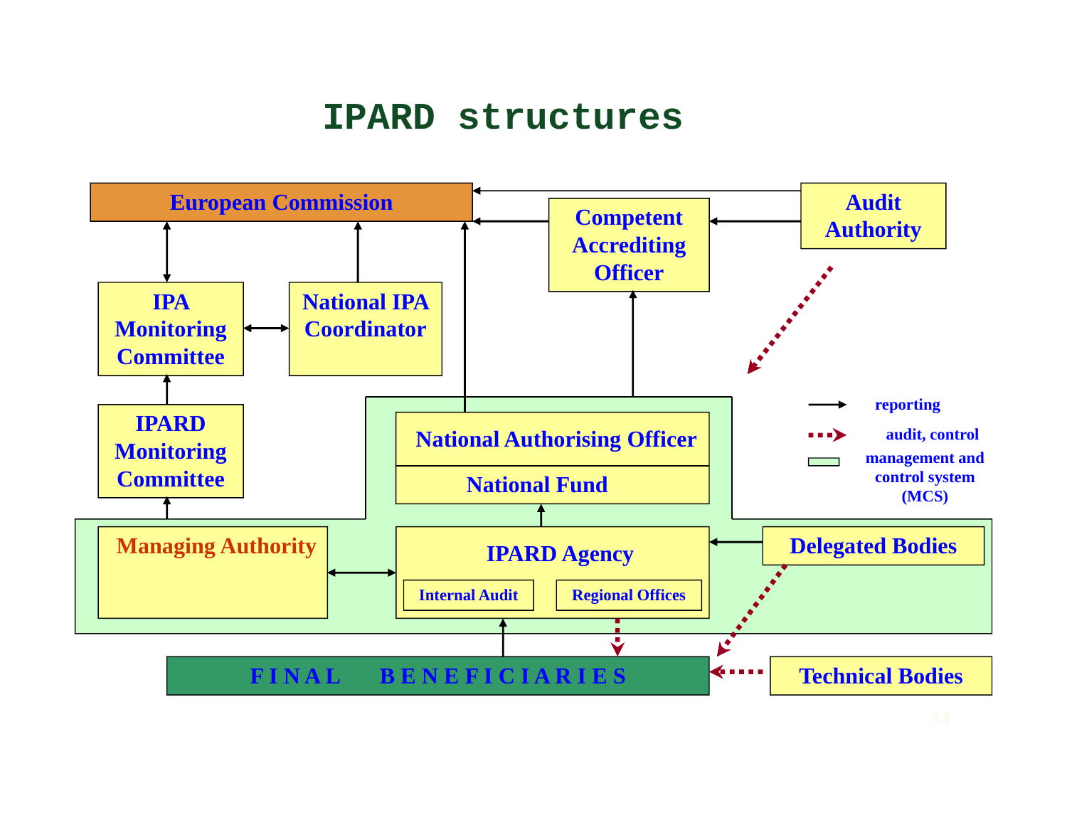# IPARD structures

European Commission

Competent Accrediting Officer

Audit Authority

IPA Monitoring Committee

National IPA Coordinator

IPARD Monitoring Committee

National Authorising Officer

National Fund

Managing Authority

IPARD Agency

Internal Audit

Regional Offices

Delegated Bodies

FINAL BENEFICIARIES

Technical Bodies

- reporting
- audit, control
- management and control system (MCS)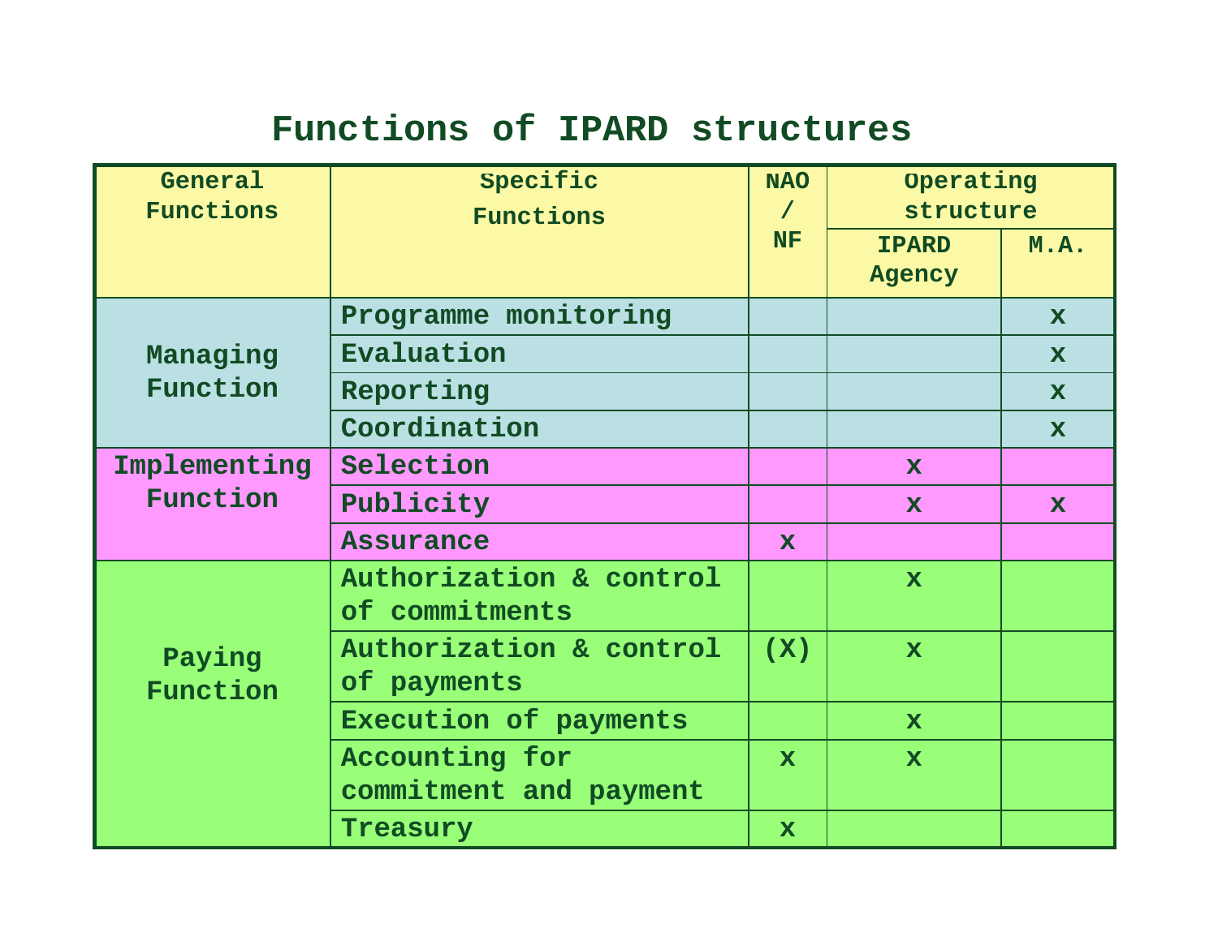# Functions of IPARD structures

| General Functions | Specific Functions | NAO / NF | Operating structure | |
|---|---|---|---|---|
| | | | IPARD Agency | M.A. |
| Managing Function | Programme monitoring | | | x |
| | Evaluation | | | x |
| | Reporting | | | x |
| | Coordination | | | x |
| Implementing Function | Selection | | x | |
| | Publicity | | x | x |
| | Assurance | x | | |
| Paying Function | Authorization & control of commitments | | x | |
| | Authorization & control of payments | (X) | x | |
| | Execution of payments | | x | |
| | Accounting for commitment and payment | x | x | |
| | Treasury | x | | |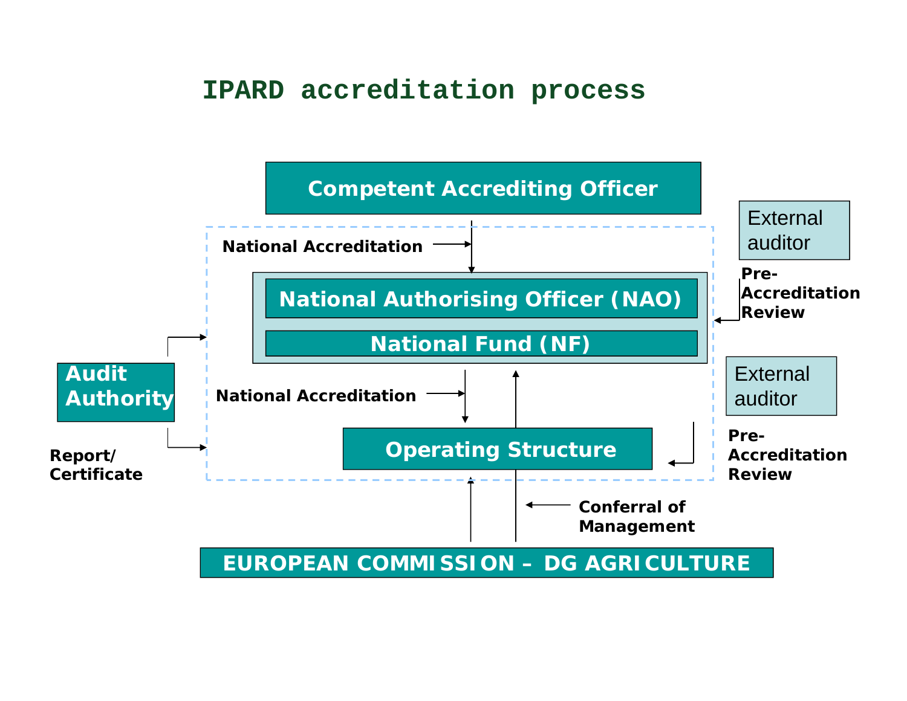# IPARD accreditation process

Competent Accrediting Officer

National Accreditation

National Authorising Officer (NAO)

National Fund (NF)

National Accreditation

Operating Structure

Audit Authority

Report/ Certificate

External auditor

Pre-Accreditation Review

External auditor

Pre-Accreditation Review

Conferral of Management

EUROPEAN COMMISSION – DG AGRICULTURE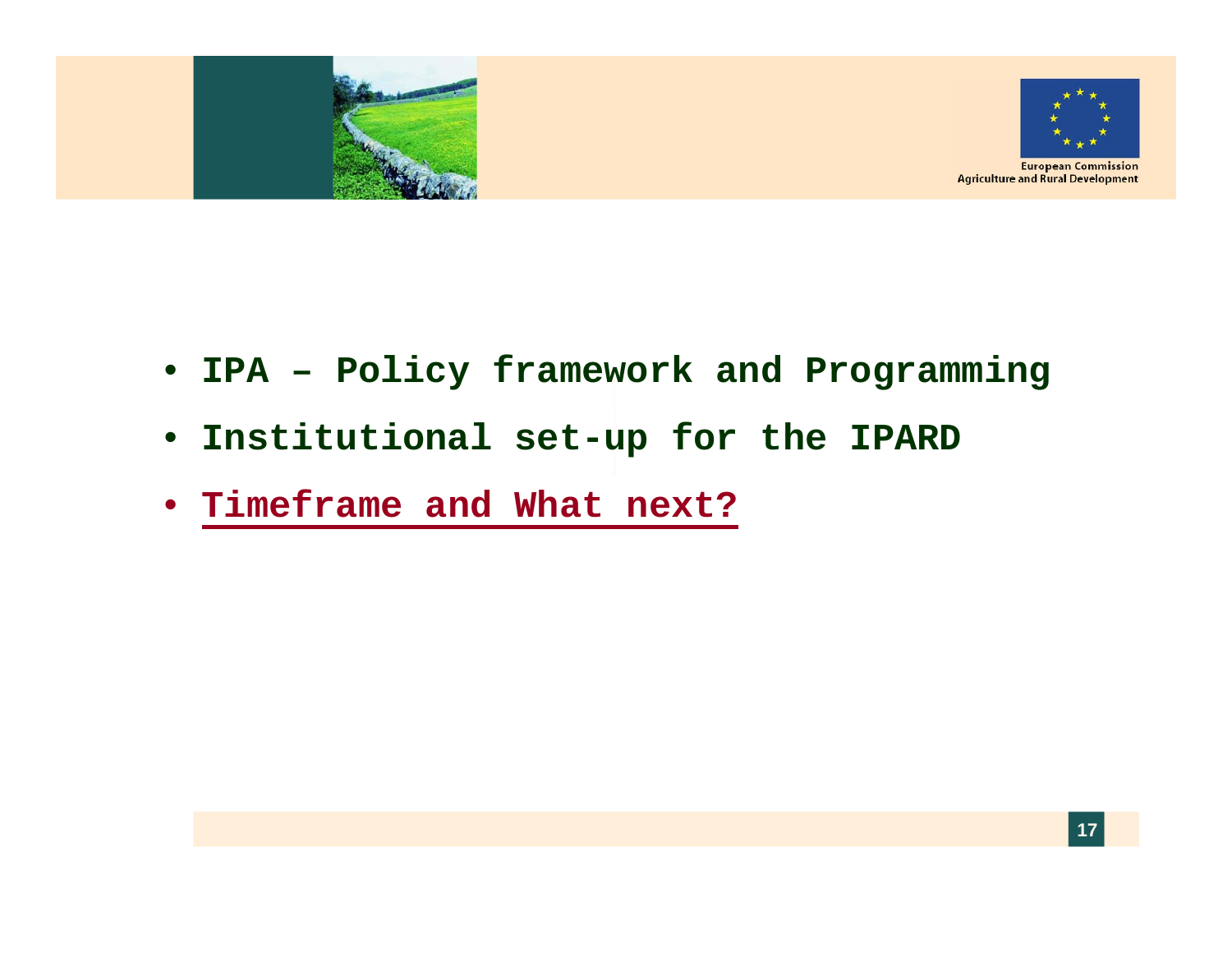- **IPA – Policy framework and Programming**
- **Institutional set-up for the IPARD**
- **Timeframe and What next?**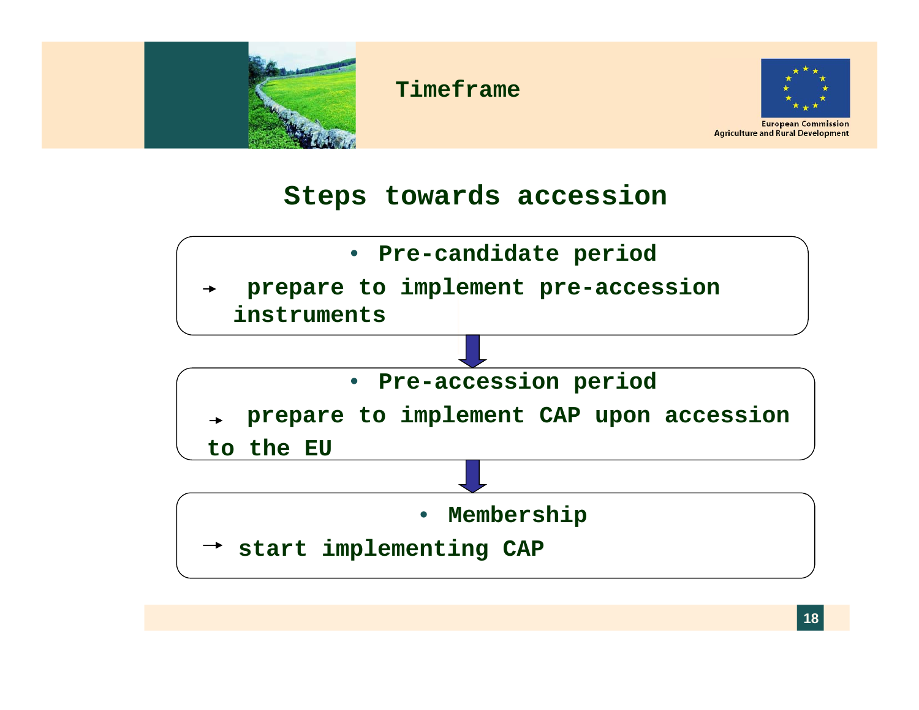# Timeframe

## Steps towards accession

- **Pre-candidate period**

  → **prepare to implement pre-accession instruments**

- **Pre-accession period**

  → **prepare to implement CAP upon accession to the EU**

- **Membership**

  → **start implementing CAP**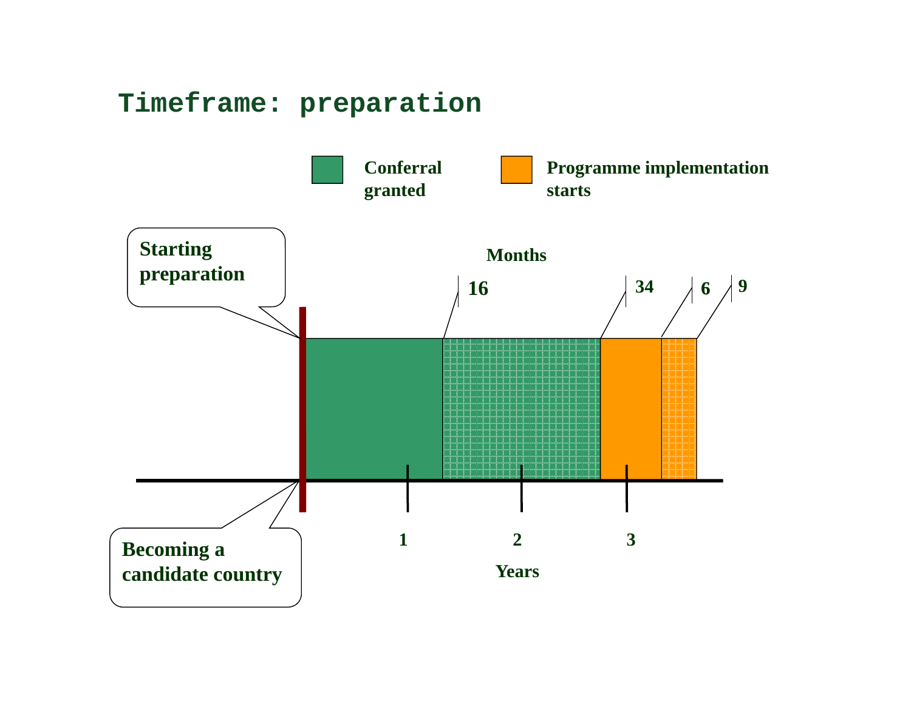# Timeframe: preparation

Conferral granted

Programme implementation starts

Starting preparation

Months

16

34

6

9

1

2

3

Years

Becoming a candidate country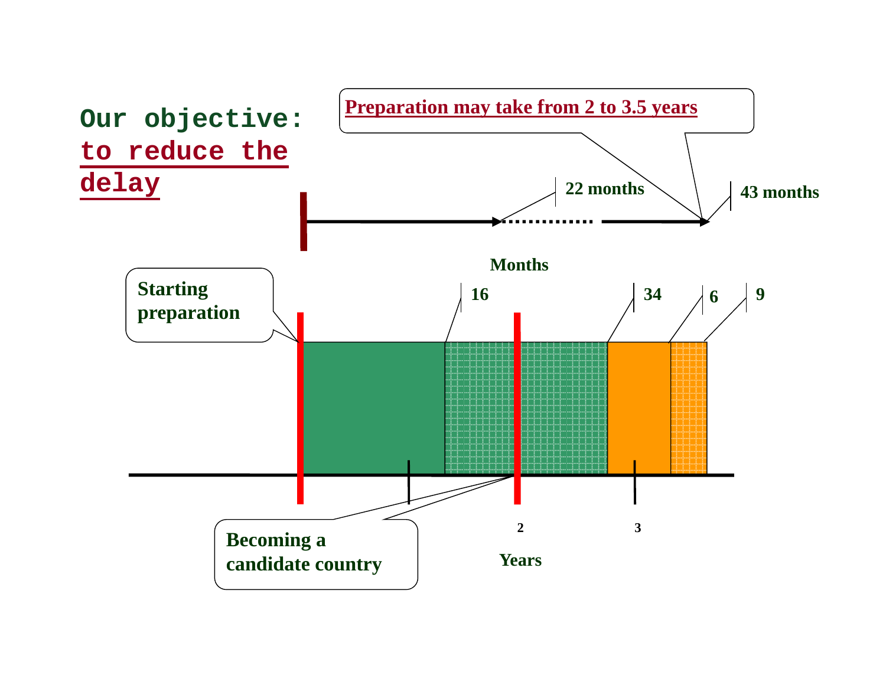**Our objective:**
**to reduce the delay**

**Preparation may take from 2 to 3.5 years**

22 months

43 months

Months

Starting preparation

16

34

6

9

Becoming a candidate country

2

3

Years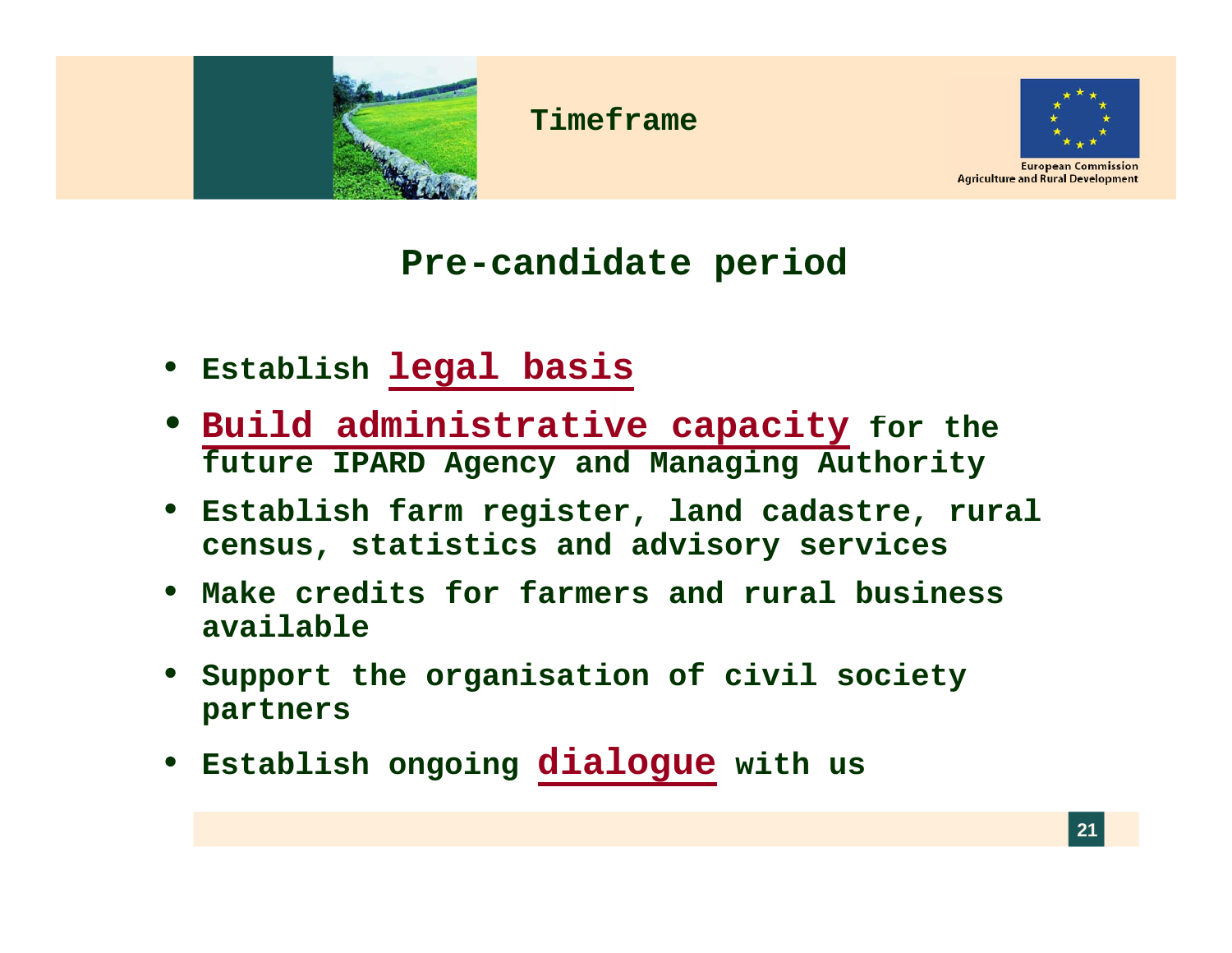# Timeframe

## Pre-candidate period

- Establish **legal basis**
- **Build administrative capacity** for the future IPARD Agency and Managing Authority
- Establish farm register, land cadastre, rural census, statistics and advisory services
- Make credits for farmers and rural business available
- Support the organisation of civil society partners
- Establish ongoing **dialogue** with us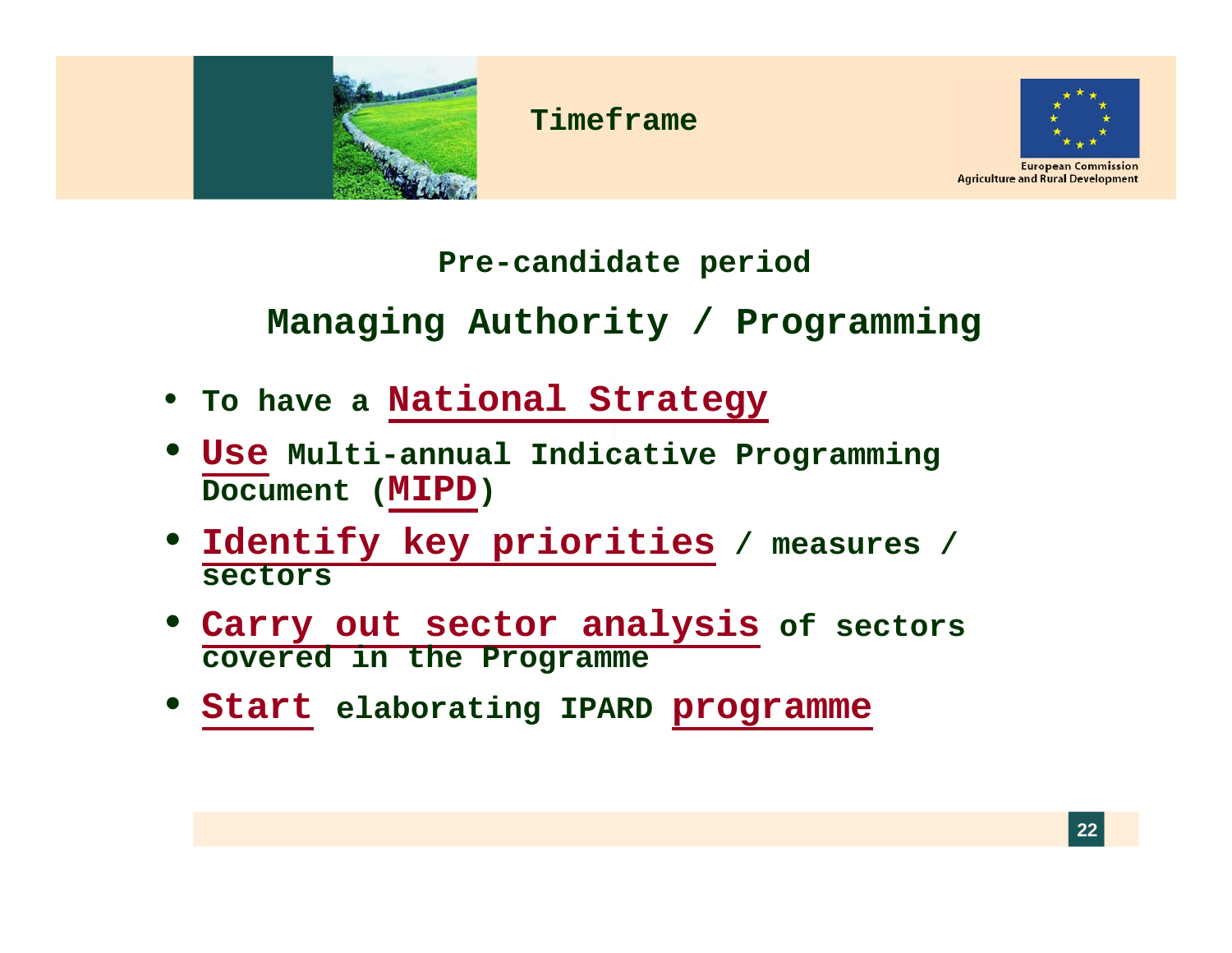# Timeframe

European Commission
Agriculture and Rural Development

### Pre-candidate period

## Managing Authority / Programming

- To have a **National Strategy**
- **Use** Multi-annual Indicative Programming Document (**MIPD**)
- **Identify key priorities** / measures / sectors
- **Carry out sector analysis** of sectors covered in the Programme
- **Start** elaborating IPARD **programme**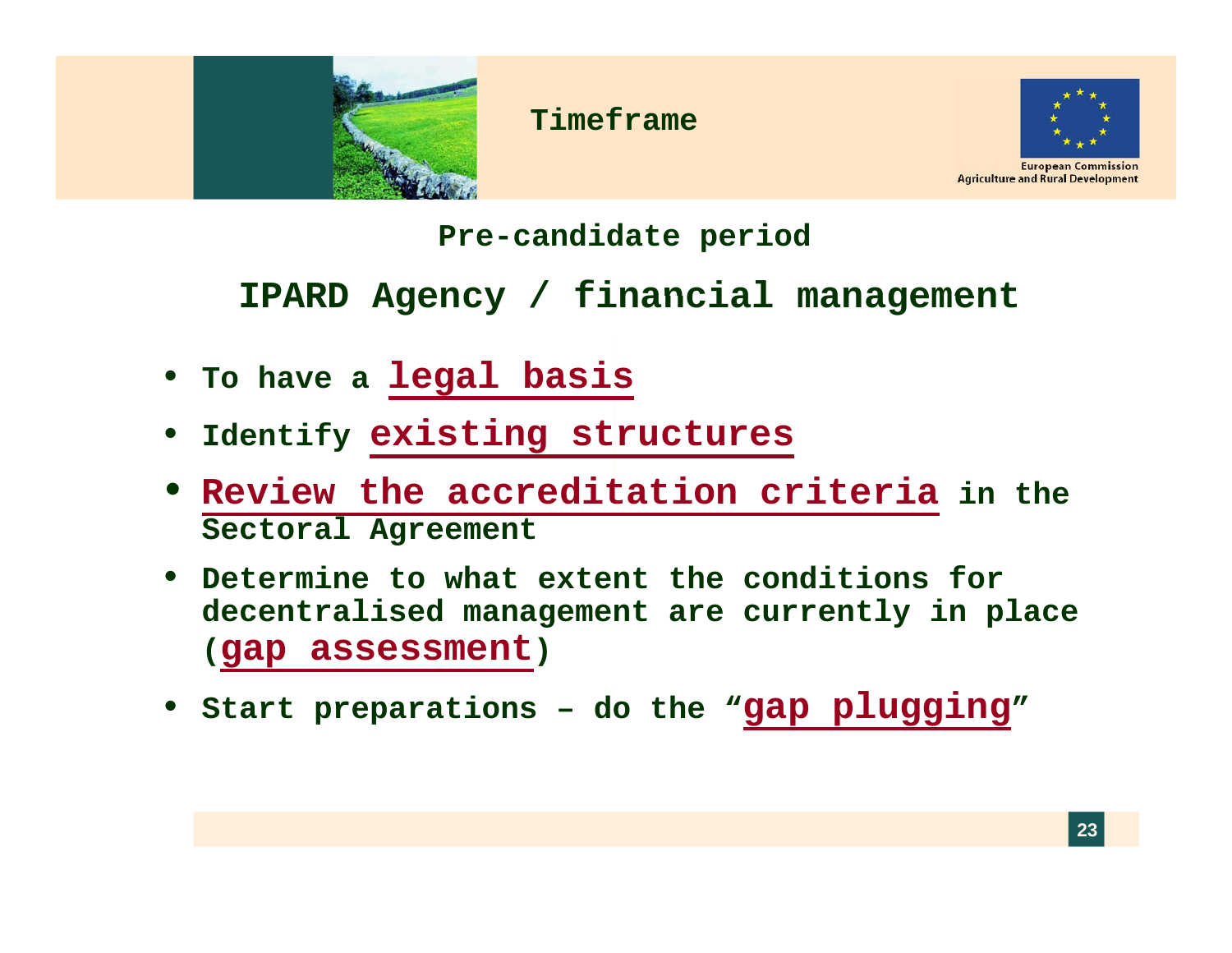# Timeframe

## Pre-candidate period

## IPARD Agency / financial management

- To have a **legal basis**
- Identify **existing structures**
- **Review the accreditation criteria** in the Sectoral Agreement
- Determine to what extent the conditions for decentralised management are currently in place (**gap assessment**)
- Start preparations – do the "**gap plugging**"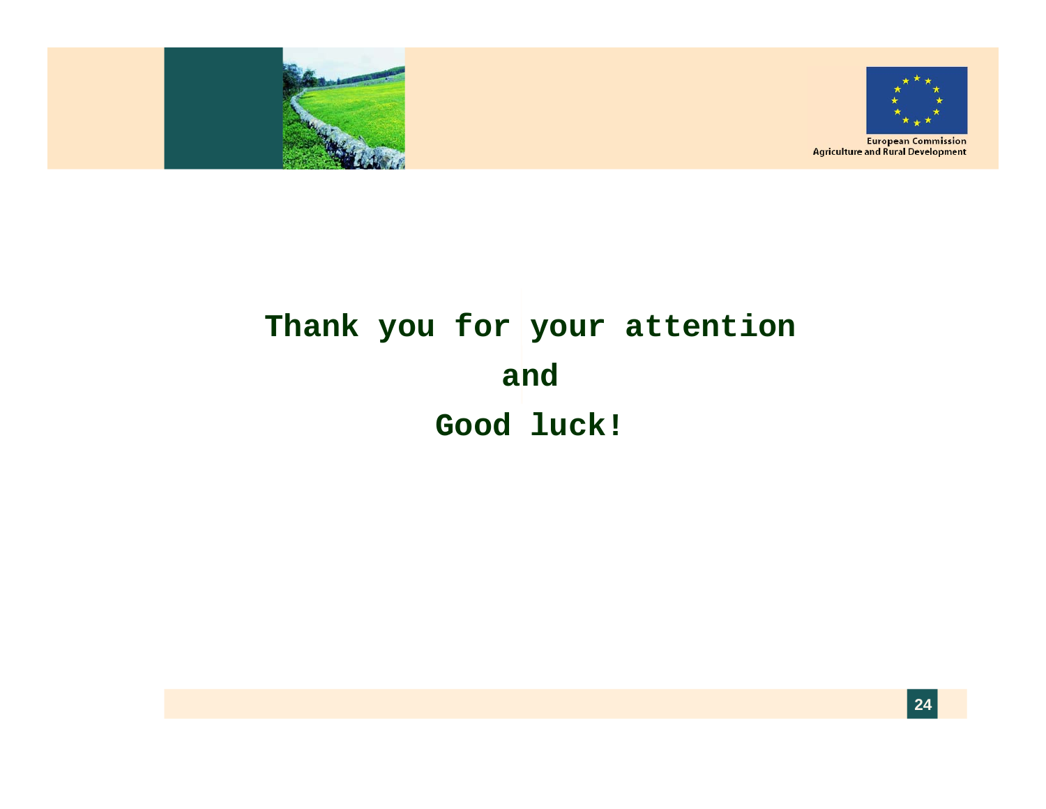**Thank you for your attention**

**and**

**Good luck!**